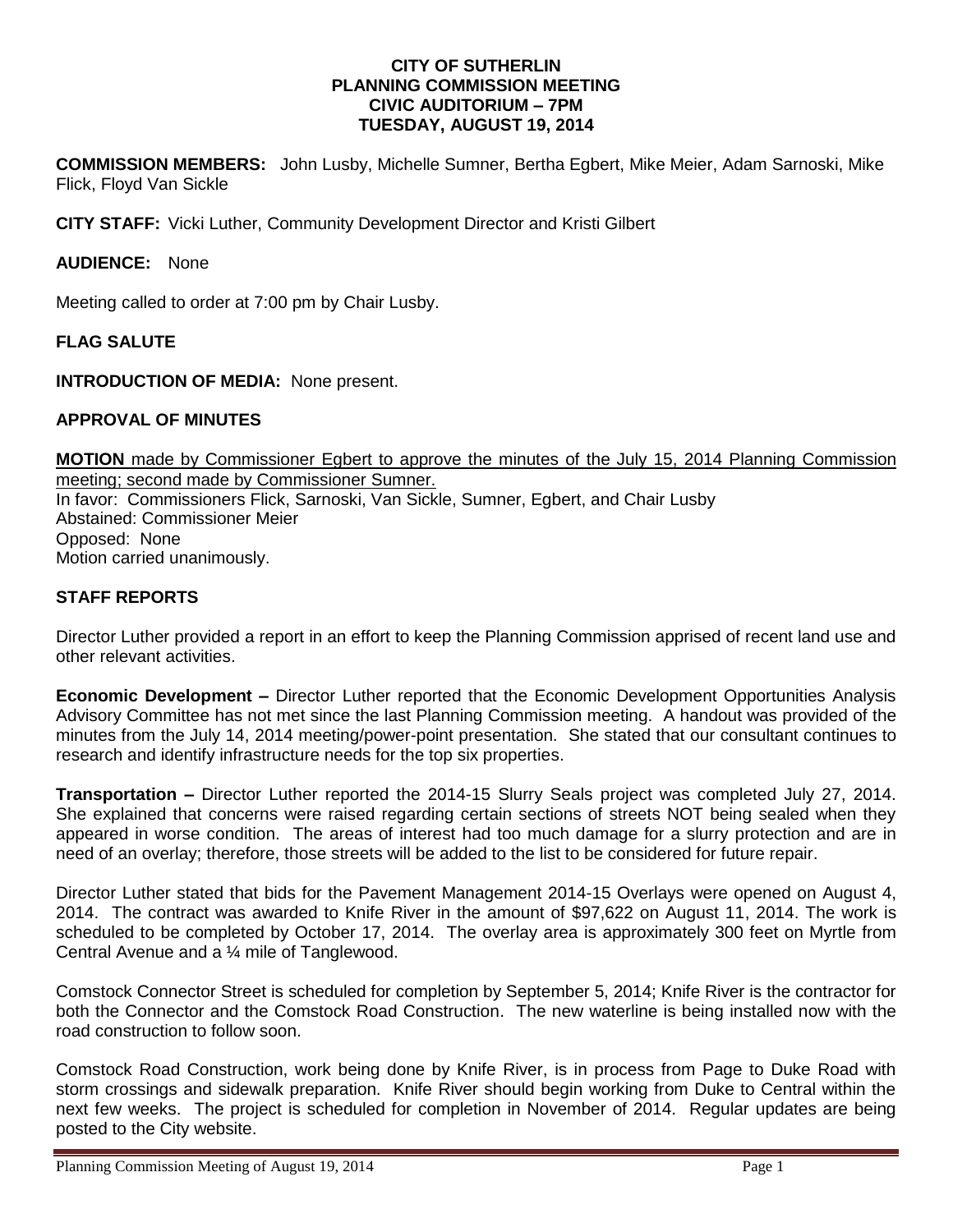**CITY OF SUTHERLIN**
**PLANNING COMMISSION MEETING**
**CIVIC AUDITORIUM – 7PM**
**TUESDAY, AUGUST 19, 2014**

**COMMISSION MEMBERS:** John Lusby, Michelle Sumner, Bertha Egbert, Mike Meier, Adam Sarnoski, Mike Flick, Floyd Van Sickle

**CITY STAFF:** Vicki Luther, Community Development Director and Kristi Gilbert

**AUDIENCE:** None

Meeting called to order at 7:00 pm by Chair Lusby.

**FLAG SALUTE**

**INTRODUCTION OF MEDIA:** None present.

**APPROVAL OF MINUTES**

**MOTION** made by Commissioner Egbert to approve the minutes of the July 15, 2014 Planning Commission meeting; second made by Commissioner Sumner.
In favor: Commissioners Flick, Sarnoski, Van Sickle, Sumner, Egbert, and Chair Lusby
Abstained: Commissioner Meier
Opposed: None
Motion carried unanimously.

**STAFF REPORTS**

Director Luther provided a report in an effort to keep the Planning Commission apprised of recent land use and other relevant activities.

**Economic Development –** Director Luther reported that the Economic Development Opportunities Analysis Advisory Committee has not met since the last Planning Commission meeting. A handout was provided of the minutes from the July 14, 2014 meeting/power-point presentation. She stated that our consultant continues to research and identify infrastructure needs for the top six properties.

**Transportation –** Director Luther reported the 2014-15 Slurry Seals project was completed July 27, 2014. She explained that concerns were raised regarding certain sections of streets NOT being sealed when they appeared in worse condition. The areas of interest had too much damage for a slurry protection and are in need of an overlay; therefore, those streets will be added to the list to be considered for future repair.

Director Luther stated that bids for the Pavement Management 2014-15 Overlays were opened on August 4, 2014. The contract was awarded to Knife River in the amount of $97,622 on August 11, 2014. The work is scheduled to be completed by October 17, 2014. The overlay area is approximately 300 feet on Myrtle from Central Avenue and a ¼ mile of Tanglewood.

Comstock Connector Street is scheduled for completion by September 5, 2014; Knife River is the contractor for both the Connector and the Comstock Road Construction. The new waterline is being installed now with the road construction to follow soon.

Comstock Road Construction, work being done by Knife River, is in process from Page to Duke Road with storm crossings and sidewalk preparation. Knife River should begin working from Duke to Central within the next few weeks. The project is scheduled for completion in November of 2014. Regular updates are being posted to the City website.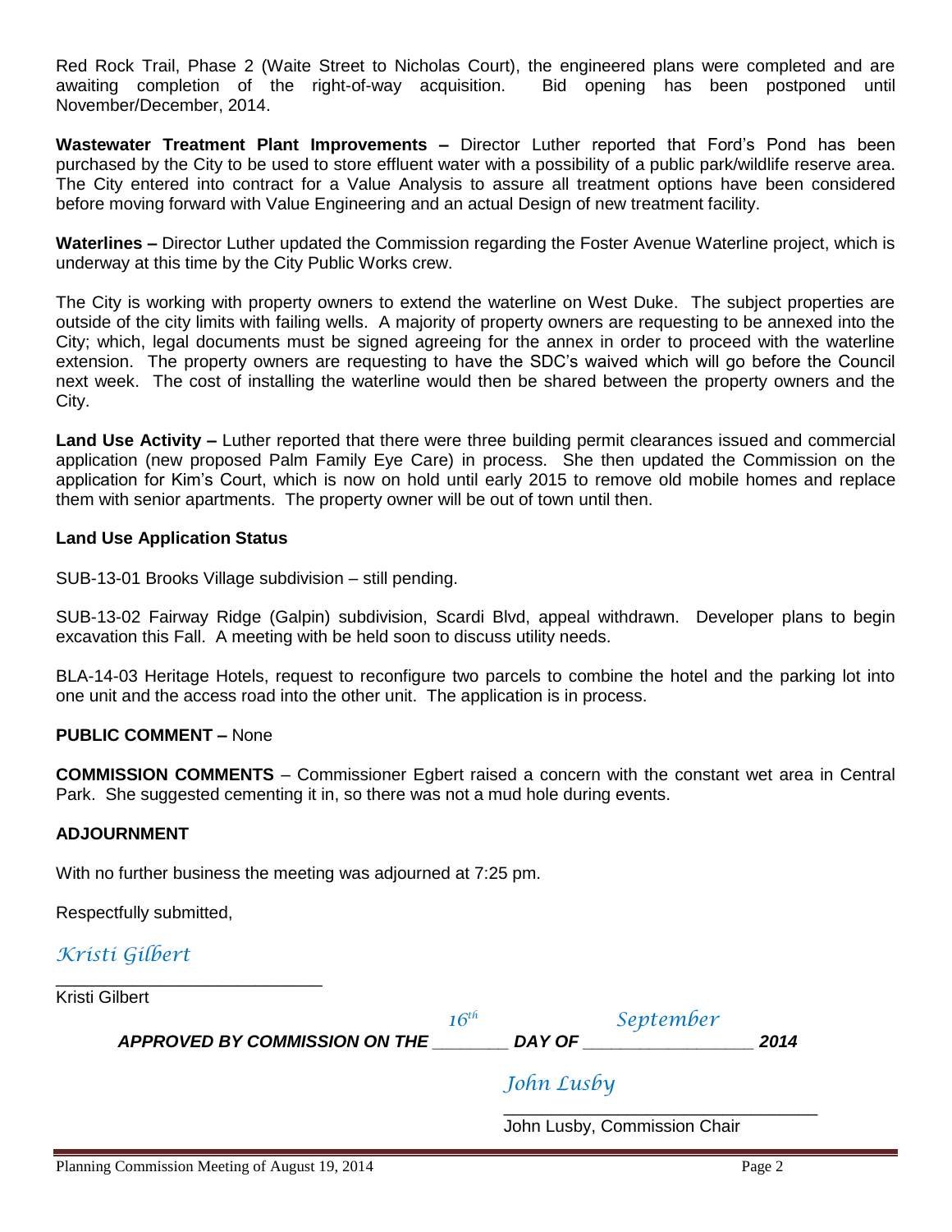Red Rock Trail, Phase 2 (Waite Street to Nicholas Court), the engineered plans were completed and are awaiting completion of the right-of-way acquisition. Bid opening has been postponed until November/December, 2014.

**Wastewater Treatment Plant Improvements –** Director Luther reported that Ford's Pond has been purchased by the City to be used to store effluent water with a possibility of a public park/wildlife reserve area. The City entered into contract for a Value Analysis to assure all treatment options have been considered before moving forward with Value Engineering and an actual Design of new treatment facility.

**Waterlines –** Director Luther updated the Commission regarding the Foster Avenue Waterline project, which is underway at this time by the City Public Works crew.

The City is working with property owners to extend the waterline on West Duke. The subject properties are outside of the city limits with failing wells. A majority of property owners are requesting to be annexed into the City; which, legal documents must be signed agreeing for the annex in order to proceed with the waterline extension. The property owners are requesting to have the SDC's waived which will go before the Council next week. The cost of installing the waterline would then be shared between the property owners and the City.

**Land Use Activity –** Luther reported that there were three building permit clearances issued and commercial application (new proposed Palm Family Eye Care) in process. She then updated the Commission on the application for Kim's Court, which is now on hold until early 2015 to remove old mobile homes and replace them with senior apartments. The property owner will be out of town until then.

**Land Use Application Status**

SUB-13-01 Brooks Village subdivision – still pending.

SUB-13-02 Fairway Ridge (Galpin) subdivision, Scardi Blvd, appeal withdrawn. Developer plans to begin excavation this Fall. A meeting with be held soon to discuss utility needs.

BLA-14-03 Heritage Hotels, request to reconfigure two parcels to combine the hotel and the parking lot into one unit and the access road into the other unit. The application is in process.

**PUBLIC COMMENT –** None

**COMMISSION COMMENTS** – Commissioner Egbert raised a concern with the constant wet area in Central Park. She suggested cementing it in, so there was not a mud hole during events.

**ADJOURNMENT**

With no further business the meeting was adjourned at 7:25 pm.

Respectfully submitted,

*Kristi Gilbert*

\_\_\_\_\_\_\_\_\_\_\_\_\_\_\_\_\_\_\_\_\_\_\_\_\_\_\_\_

Kristi Gilbert

***APPROVED BY COMMISSION ON THE*** *16th* ***DAY OF*** *September* ***2014***

*John Lusby*

\_\_\_\_\_\_\_\_\_\_\_\_\_\_\_\_\_\_\_\_\_\_\_\_\_\_\_\_\_\_\_\_\_\_

John Lusby, Commission Chair